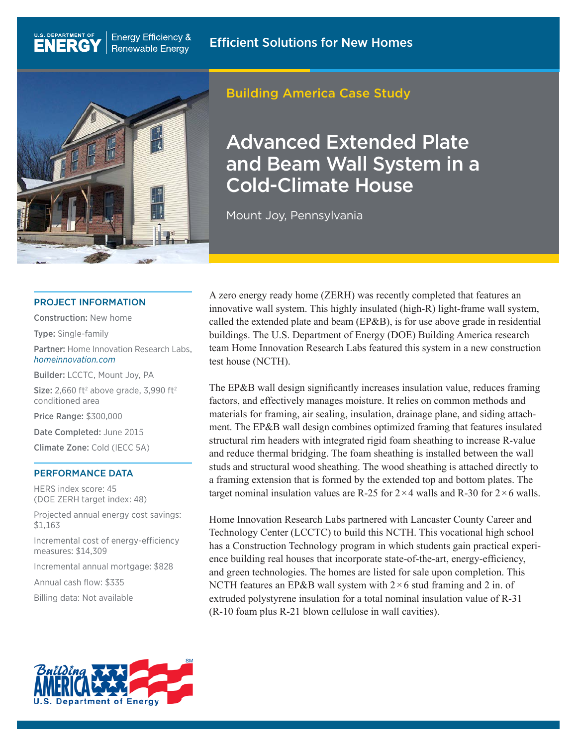U.S. DEPARTMENT OF ENERGY | Energy Efficiency & Renewable Energy

Efficient Solutions for New Homes

Building America Case Study

# Advanced Extended Plate and Beam Wall System in a Cold-Climate House

Mount Joy, Pennsylvania

## PROJECT INFORMATION

**Construction:** New home

**Type:** Single-family

**Partner:** Home Innovation Research Labs, *homeinnovation.com*

**Builder:** LCCTC, Mount Joy, PA

**Size:** 2,660 ft² above grade, 3,990 ft² conditioned area

**Price Range:** $300,000

**Date Completed:** June 2015

**Climate Zone:** Cold (IECC 5A)

## PERFORMANCE DATA

HERS index score: 45 (DOE ZERH target index: 48)

Projected annual energy cost savings: $1,163

Incremental cost of energy-efficiency measures: $14,309

Incremental annual mortgage: $828

Annual cash flow: $335

Billing data: Not available

A zero energy ready home (ZERH) was recently completed that features an innovative wall system. This highly insulated (high-R) light-frame wall system, called the extended plate and beam (EP&B), is for use above grade in residential buildings. The U.S. Department of Energy (DOE) Building America research team Home Innovation Research Labs featured this system in a new construction test house (NCTH).

The EP&B wall design significantly increases insulation value, reduces framing factors, and effectively manages moisture. It relies on common methods and materials for framing, air sealing, insulation, drainage plane, and siding attachment. The EP&B wall design combines optimized framing that features insulated structural rim headers with integrated rigid foam sheathing to increase R-value and reduce thermal bridging. The foam sheathing is installed between the wall studs and structural wood sheathing. The wood sheathing is attached directly to a framing extension that is formed by the extended top and bottom plates. The target nominal insulation values are R-25 for 2×4 walls and R-30 for 2×6 walls.

Home Innovation Research Labs partnered with Lancaster County Career and Technology Center (LCCTC) to build this NCTH. This vocational high school has a Construction Technology program in which students gain practical experience building real houses that incorporate state-of-the-art, energy-efficiency, and green technologies. The homes are listed for sale upon completion. This NCTH features an EP&B wall system with 2×6 stud framing and 2 in. of extruded polystyrene insulation for a total nominal insulation value of R-31 (R-10 foam plus R-21 blown cellulose in wall cavities).

Building America — U.S. Department of Energy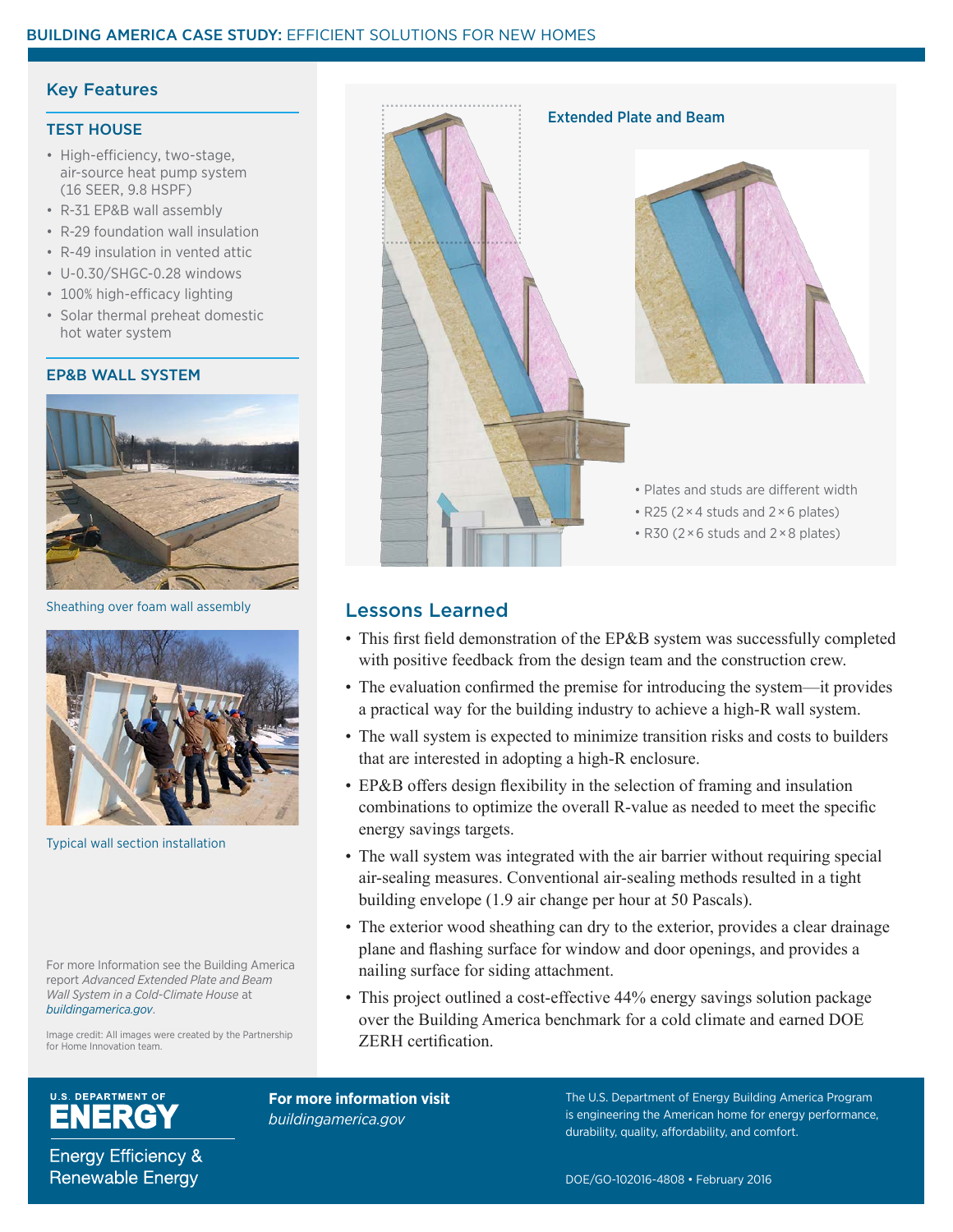## Key Features

### TEST HOUSE

- High-efficiency, two-stage, air-source heat pump system (16 SEER, 9.8 HSPF)
- R-31 EP&B wall assembly
- R-29 foundation wall insulation
- R-49 insulation in vented attic
- U-0.30/SHGC-0.28 windows
- 100% high-efficacy lighting
- Solar thermal preheat domestic hot water system

### EP&B WALL SYSTEM

Sheathing over foam wall assembly

Typical wall section installation

For more Information see the Building America report *Advanced Extended Plate and Beam Wall System in a Cold-Climate House* at *buildingamerica.gov*.

Image credit: All images were created by the Partnership for Home Innovation team.

### Extended Plate and Beam

- Plates and studs are different width
- R25 (2 × 4 studs and 2 × 6 plates)
- R30 (2 × 6 studs and 2 × 8 plates)

## Lessons Learned

- This first field demonstration of the EP&B system was successfully completed with positive feedback from the design team and the construction crew.
- The evaluation confirmed the premise for introducing the system—it provides a practical way for the building industry to achieve a high-R wall system.
- The wall system is expected to minimize transition risks and costs to builders that are interested in adopting a high-R enclosure.
- EP&B offers design flexibility in the selection of framing and insulation combinations to optimize the overall R-value as needed to meet the specific energy savings targets.
- The wall system was integrated with the air barrier without requiring special air-sealing measures. Conventional air-sealing methods resulted in a tight building envelope (1.9 air change per hour at 50 Pascals).
- The exterior wood sheathing can dry to the exterior, provides a clear drainage plane and flashing surface for window and door openings, and provides a nailing surface for siding attachment.
- This project outlined a cost-effective 44% energy savings solution package over the Building America benchmark for a cold climate and earned DOE ZERH certification.

U.S. DEPARTMENT OF ENERGY

Energy Efficiency & Renewable Energy

**For more information visit**
*buildingamerica.gov*

The U.S. Department of Energy Building America Program is engineering the American home for energy performance, durability, quality, affordability, and comfort.

DOE/GO-102016-4808 • February 2016